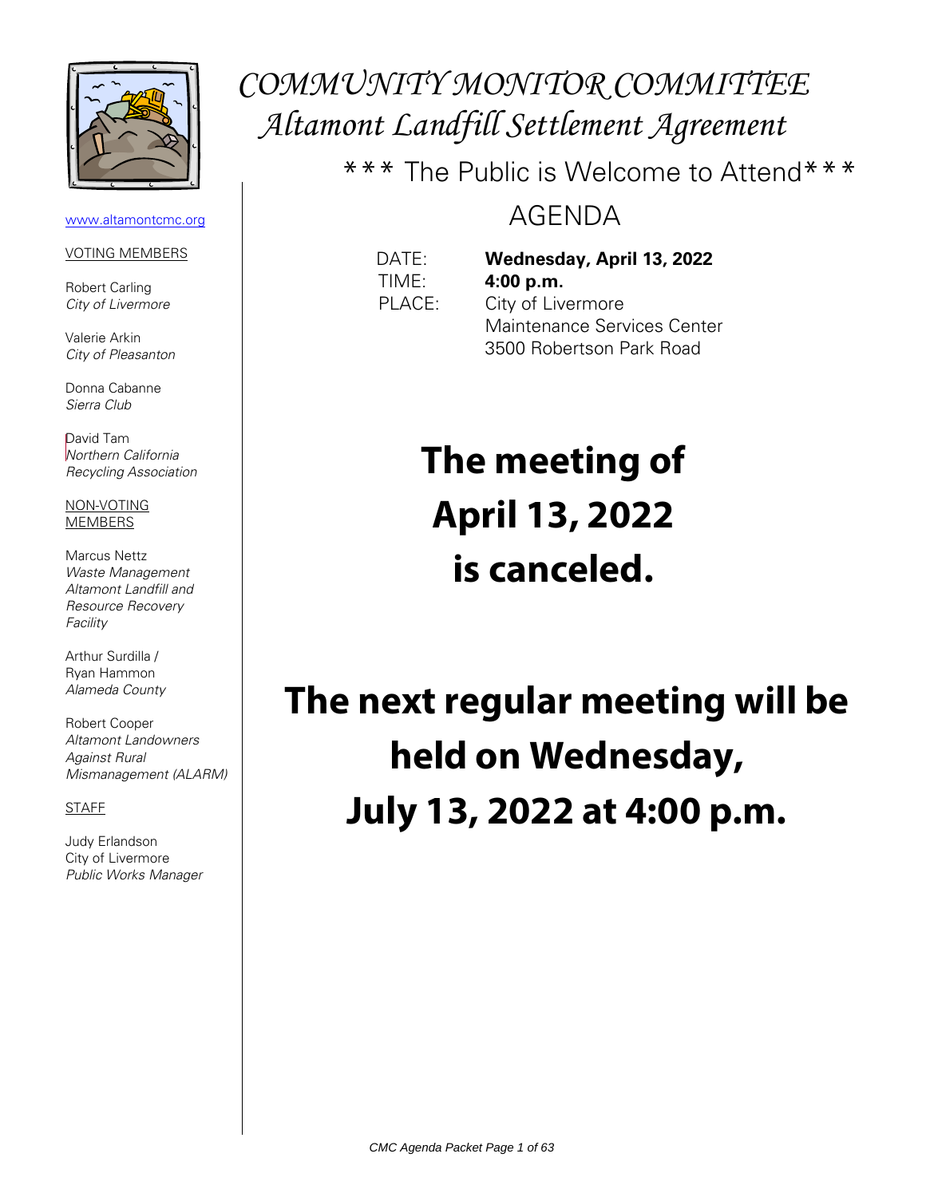# COMMUNITY MONITOR COMMITTEE
## Altamont Landfill Settlement Agreement

*** The Public is Welcome to Attend***

AGENDA

DATE: **Wednesday, April 13, 2022**
TIME: **4:00 p.m.**
PLACE: City of Livermore
Maintenance Services Center
3500 Robertson Park Road

www.altamontcmc.org

VOTING MEMBERS

Robert Carling
*City of Livermore*

Valerie Arkin
*City of Pleasanton*

Donna Cabanne
*Sierra Club*

David Tam
*Northern California Recycling Association*

NON-VOTING MEMBERS

Marcus Nettz
*Waste Management Altamont Landfill and Resource Recovery Facility*

Arthur Surdilla / Ryan Hammon
*Alameda County*

Robert Cooper
*Altamont Landowners Against Rural Mismanagement (ALARM)*

STAFF

Judy Erlandson
City of Livermore
*Public Works Manager*

**The meeting of April 13, 2022 is canceled.**

**The next regular meeting will be held on Wednesday, July 13, 2022 at 4:00 p.m.**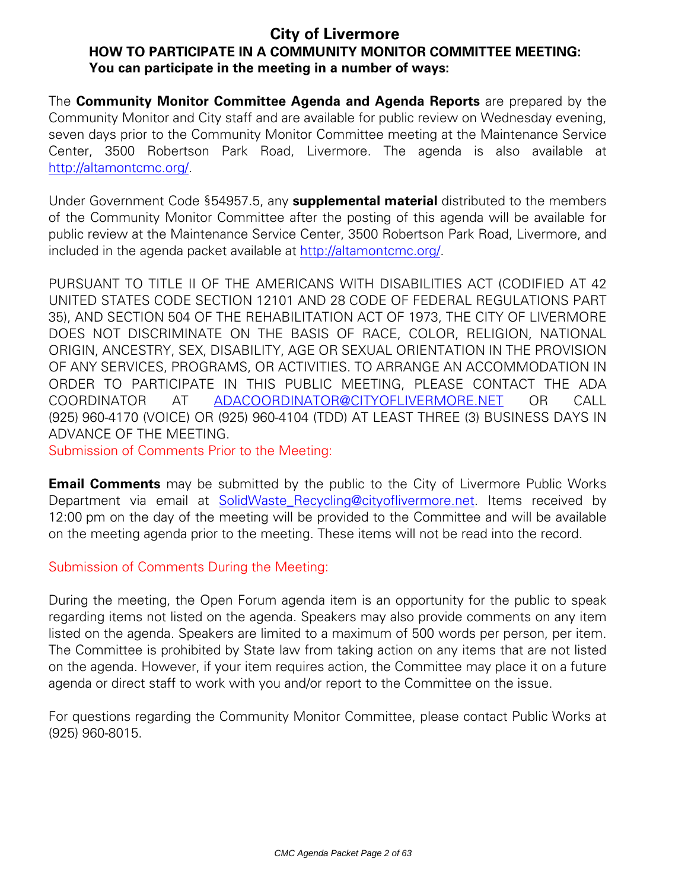# City of Livermore

## HOW TO PARTICIPATE IN A COMMUNITY MONITOR COMMITTEE MEETING:

## You can participate in the meeting in a number of ways:

The **Community Monitor Committee Agenda and Agenda Reports** are prepared by the Community Monitor and City staff and are available for public review on Wednesday evening, seven days prior to the Community Monitor Committee meeting at the Maintenance Service Center, 3500 Robertson Park Road, Livermore. The agenda is also available at http://altamontcmc.org/.

Under Government Code §54957.5, any **supplemental material** distributed to the members of the Community Monitor Committee after the posting of this agenda will be available for public review at the Maintenance Service Center, 3500 Robertson Park Road, Livermore, and included in the agenda packet available at http://altamontcmc.org/.

PURSUANT TO TITLE II OF THE AMERICANS WITH DISABILITIES ACT (CODIFIED AT 42 UNITED STATES CODE SECTION 12101 AND 28 CODE OF FEDERAL REGULATIONS PART 35), AND SECTION 504 OF THE REHABILITATION ACT OF 1973, THE CITY OF LIVERMORE DOES NOT DISCRIMINATE ON THE BASIS OF RACE, COLOR, RELIGION, NATIONAL ORIGIN, ANCESTRY, SEX, DISABILITY, AGE OR SEXUAL ORIENTATION IN THE PROVISION OF ANY SERVICES, PROGRAMS, OR ACTIVITIES. TO ARRANGE AN ACCOMMODATION IN ORDER TO PARTICIPATE IN THIS PUBLIC MEETING, PLEASE CONTACT THE ADA COORDINATOR AT ADACOORDINATOR@CITYOFLIVERMORE.NET OR CALL (925) 960-4170 (VOICE) OR (925) 960-4104 (TDD) AT LEAST THREE (3) BUSINESS DAYS IN ADVANCE OF THE MEETING.

Submission of Comments Prior to the Meeting:

**Email Comments** may be submitted by the public to the City of Livermore Public Works Department via email at SolidWaste_Recycling@cityoflivermore.net. Items received by 12:00 pm on the day of the meeting will be provided to the Committee and will be available on the meeting agenda prior to the meeting. These items will not be read into the record.

Submission of Comments During the Meeting:

During the meeting, the Open Forum agenda item is an opportunity for the public to speak regarding items not listed on the agenda. Speakers may also provide comments on any item listed on the agenda. Speakers are limited to a maximum of 500 words per person, per item. The Committee is prohibited by State law from taking action on any items that are not listed on the agenda. However, if your item requires action, the Committee may place it on a future agenda or direct staff to work with you and/or report to the Committee on the issue.

For questions regarding the Community Monitor Committee, please contact Public Works at (925) 960-8015.